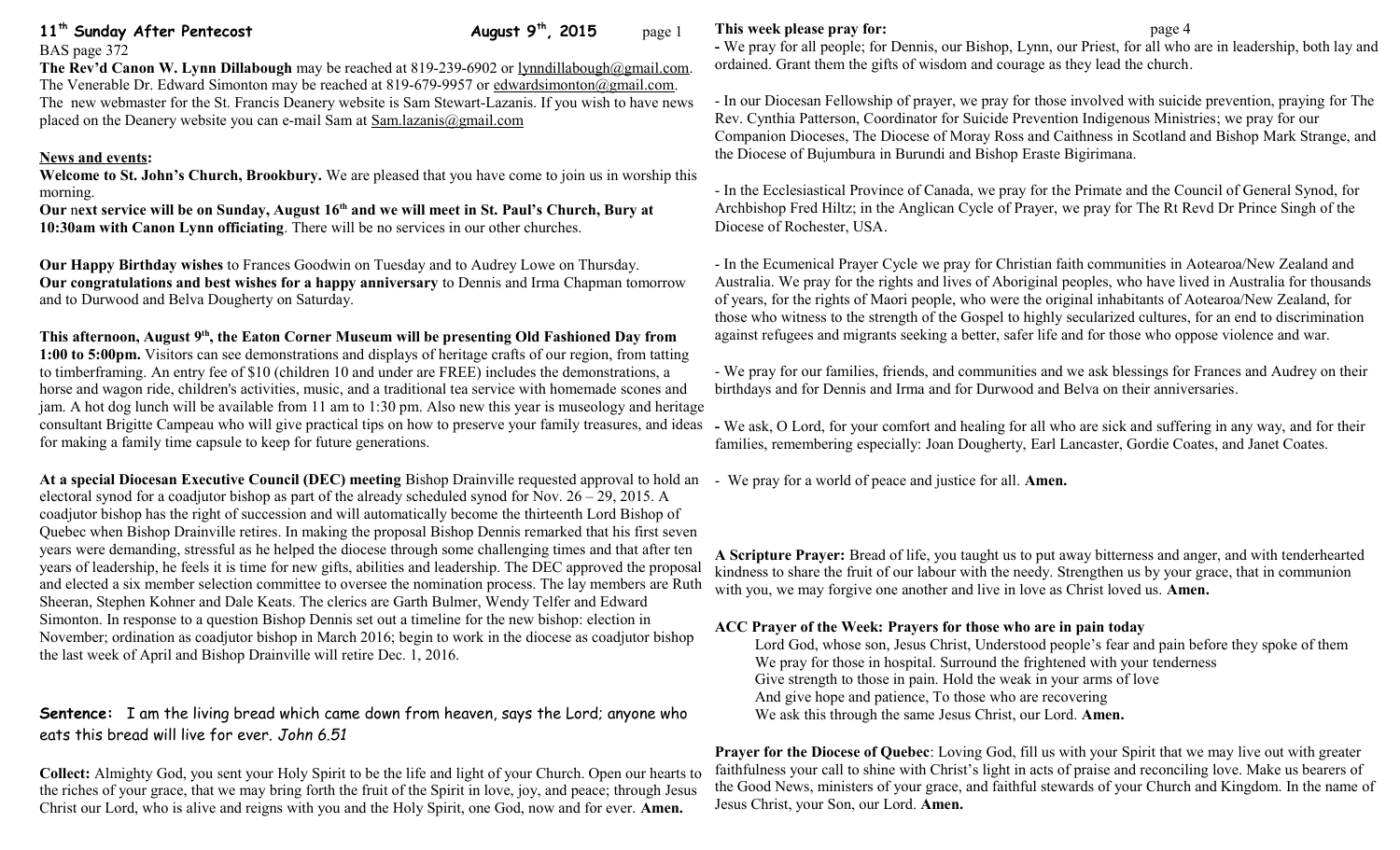# 11th Sunday After Pentecost — August 9th, 2015

BAS page 372

**The Rev'd Canon W. Lynn Dillabough** may be reached at 819-239-6902 or lynndillabough@gmail.com. The Venerable Dr. Edward Simonton may be reached at 819-679-9957 or edwardsimonton@gmail.com. The new webmaster for the St. Francis Deanery website is Sam Stewart-Lazanis. If you wish to have news placed on the Deanery website you can e-mail Sam at Sam.lazanis@gmail.com

## News and events:

**Welcome to St. John's Church, Brookbury.** We are pleased that you have come to join us in worship this morning.

**Our next service will be on Sunday, August 16th and we will meet in St. Paul's Church, Bury at 10:30am with Canon Lynn officiating**. There will be no services in our other churches.

**Our Happy Birthday wishes** to Frances Goodwin on Tuesday and to Audrey Lowe on Thursday.
**Our congratulations and best wishes for a happy anniversary** to Dennis and Irma Chapman tomorrow and to Durwood and Belva Dougherty on Saturday.

**This afternoon, August 9th, the Eaton Corner Museum will be presenting Old Fashioned Day from 1:00 to 5:00pm.** Visitors can see demonstrations and displays of heritage crafts of our region, from tatting to timberframing. An entry fee of $10 (children 10 and under are FREE) includes the demonstrations, a horse and wagon ride, children's activities, music, and a traditional tea service with homemade scones and jam. A hot dog lunch will be available from 11 am to 1:30 pm. Also new this year is museology and heritage consultant Brigitte Campeau who will give practical tips on how to preserve your family treasures, and ideas for making a family time capsule to keep for future generations.

**At a special Diocesan Executive Council (DEC) meeting** Bishop Drainville requested approval to hold an electoral synod for a coadjutor bishop as part of the already scheduled synod for Nov. 26 – 29, 2015. A coadjutor bishop has the right of succession and will automatically become the thirteenth Lord Bishop of Quebec when Bishop Drainville retires. In making the proposal Bishop Dennis remarked that his first seven years were demanding, stressful as he helped the diocese through some challenging times and that after ten years of leadership, he feels it is time for new gifts, abilities and leadership. The DEC approved the proposal and elected a six member selection committee to oversee the nomination process. The lay members are Ruth Sheeran, Stephen Kohner and Dale Keats. The clerics are Garth Bulmer, Wendy Telfer and Edward Simonton. In response to a question Bishop Dennis set out a timeline for the new bishop: election in November; ordination as coadjutor bishop in March 2016; begin to work in the diocese as coadjutor bishop the last week of April and Bishop Drainville will retire Dec. 1, 2016.

**Sentence:** I am the living bread which came down from heaven, says the Lord; anyone who eats this bread will live for ever. *John 6.51*

**Collect:** Almighty God, you sent your Holy Spirit to be the life and light of your Church. Open our hearts to the riches of your grace, that we may bring forth the fruit of the Spirit in love, joy, and peace; through Jesus Christ our Lord, who is alive and reigns with you and the Holy Spirit, one God, now and for ever. **Amen.**

## This week please pray for:

- We pray for all people; for Dennis, our Bishop, Lynn, our Priest, for all who are in leadership, both lay and ordained. Grant them the gifts of wisdom and courage as they lead the church.

- In our Diocesan Fellowship of prayer, we pray for those involved with suicide prevention, praying for The Rev. Cynthia Patterson, Coordinator for Suicide Prevention Indigenous Ministries; we pray for our Companion Dioceses, The Diocese of Moray Ross and Caithness in Scotland and Bishop Mark Strange, and the Diocese of Bujumbura in Burundi and Bishop Eraste Bigirimana.

- In the Ecclesiastical Province of Canada, we pray for the Primate and the Council of General Synod, for Archbishop Fred Hiltz; in the Anglican Cycle of Prayer, we pray for The Rt Revd Dr Prince Singh of the Diocese of Rochester, USA.

- In the Ecumenical Prayer Cycle we pray for Christian faith communities in Aotearoa/New Zealand and Australia. We pray for the rights and lives of Aboriginal peoples, who have lived in Australia for thousands of years, for the rights of Maori people, who were the original inhabitants of Aotearoa/New Zealand, for those who witness to the strength of the Gospel to highly secularized cultures, for an end to discrimination against refugees and migrants seeking a better, safer life and for those who oppose violence and war.

- We pray for our families, friends, and communities and we ask blessings for Frances and Audrey on their birthdays and for Dennis and Irma and for Durwood and Belva on their anniversaries.

- We ask, O Lord, for your comfort and healing for all who are sick and suffering in any way, and for their families, remembering especially: Joan Dougherty, Earl Lancaster, Gordie Coates, and Janet Coates.

- We pray for a world of peace and justice for all. **Amen.**

**A Scripture Prayer:** Bread of life, you taught us to put away bitterness and anger, and with tenderhearted kindness to share the fruit of our labour with the needy. Strengthen us by your grace, that in communion with you, we may forgive one another and live in love as Christ loved us. **Amen.**

**ACC Prayer of the Week: Prayers for those who are in pain today**

Lord God, whose son, Jesus Christ, Understood people's fear and pain before they spoke of them
We pray for those in hospital. Surround the frightened with your tenderness
Give strength to those in pain. Hold the weak in your arms of love
And give hope and patience, To those who are recovering
We ask this through the same Jesus Christ, our Lord. **Amen.**

**Prayer for the Diocese of Quebec**: Loving God, fill us with your Spirit that we may live out with greater faithfulness your call to shine with Christ's light in acts of praise and reconciling love. Make us bearers of the Good News, ministers of your grace, and faithful stewards of your Church and Kingdom. In the name of Jesus Christ, your Son, our Lord. **Amen.**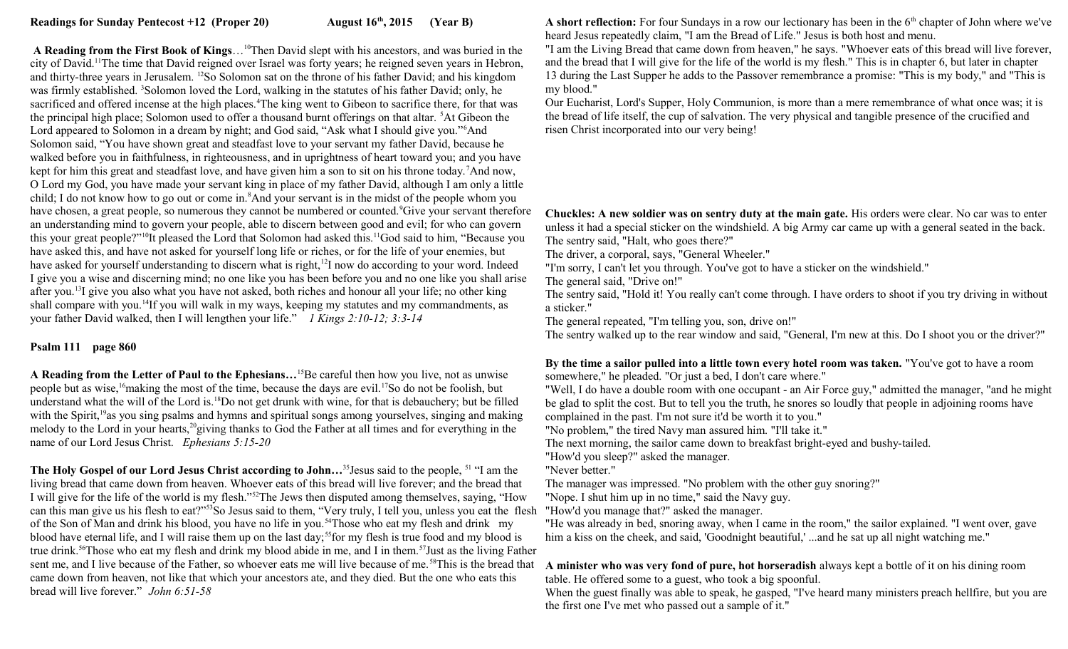**Readings for Sunday Pentecost +12 (Proper 20) August 16th, 2015 (Year B)**

**A Reading from the First Book of Kings**…[10]Then David slept with his ancestors, and was buried in the city of David.[11]The time that David reigned over Israel was forty years; he reigned seven years in Hebron, and thirty-three years in Jerusalem. [12]So Solomon sat on the throne of his father David; and his kingdom was firmly established. [3]Solomon loved the Lord, walking in the statutes of his father David; only, he sacrificed and offered incense at the high places.[4]The king went to Gibeon to sacrifice there, for that was the principal high place; Solomon used to offer a thousand burnt offerings on that altar. [5]At Gibeon the Lord appeared to Solomon in a dream by night; and God said, "Ask what I should give you."[6]And Solomon said, "You have shown great and steadfast love to your servant my father David, because he walked before you in faithfulness, in righteousness, and in uprightness of heart toward you; and you have kept for him this great and steadfast love, and have given him a son to sit on his throne today.[7]And now, O Lord my God, you have made your servant king in place of my father David, although I am only a little child; I do not know how to go out or come in.[8]And your servant is in the midst of the people whom you have chosen, a great people, so numerous they cannot be numbered or counted.[9]Give your servant therefore an understanding mind to govern your people, able to discern between good and evil; for who can govern this your great people?"[10]It pleased the Lord that Solomon had asked this.[11]God said to him, "Because you have asked this, and have not asked for yourself long life or riches, or for the life of your enemies, but have asked for yourself understanding to discern what is right,[12]I now do according to your word. Indeed I give you a wise and discerning mind; no one like you has been before you and no one like you shall arise after you.[13]I give you also what you have not asked, both riches and honour all your life; no other king shall compare with you.[14]If you will walk in my ways, keeping my statutes and my commandments, as your father David walked, then I will lengthen your life." *1 Kings 2:10-12; 3:3-14*

**Psalm 111 page 860**

**A Reading from the Letter of Paul to the Ephesians…**[15]Be careful then how you live, not as unwise people but as wise,[16]making the most of the time, because the days are evil.[17]So do not be foolish, but understand what the will of the Lord is.[18]Do not get drunk with wine, for that is debauchery; but be filled with the Spirit,[19]as you sing psalms and hymns and spiritual songs among yourselves, singing and making melody to the Lord in your hearts,[20]giving thanks to God the Father at all times and for everything in the name of our Lord Jesus Christ. *Ephesians 5:15-20*

**The Holy Gospel of our Lord Jesus Christ according to John…**[35]Jesus said to the people, [51] "I am the living bread that came down from heaven. Whoever eats of this bread will live forever; and the bread that I will give for the life of the world is my flesh."[52]The Jews then disputed among themselves, saying, "How can this man give us his flesh to eat?"[53]So Jesus said to them, "Very truly, I tell you, unless you eat the flesh of the Son of Man and drink his blood, you have no life in you.[54]Those who eat my flesh and drink my blood have eternal life, and I will raise them up on the last day;[55]for my flesh is true food and my blood is true drink.[56]Those who eat my flesh and drink my blood abide in me, and I in them.[57]Just as the living Father sent me, and I live because of the Father, so whoever eats me will live because of me.[58]This is the bread that came down from heaven, not like that which your ancestors ate, and they died. But the one who eats this bread will live forever." *John 6:51-58*

**A short reflection:** For four Sundays in a row our lectionary has been in the 6th chapter of John where we've heard Jesus repeatedly claim, "I am the Bread of Life." Jesus is both host and menu.

"I am the Living Bread that came down from heaven," he says. "Whoever eats of this bread will live forever, and the bread that I will give for the life of the world is my flesh." This is in chapter 6, but later in chapter 13 during the Last Supper he adds to the Passover remembrance a promise: "This is my body," and "This is my blood."

Our Eucharist, Lord's Supper, Holy Communion, is more than a mere remembrance of what once was; it is the bread of life itself, the cup of salvation. The very physical and tangible presence of the crucified and risen Christ incorporated into our very being!

**Chuckles: A new soldier was on sentry duty at the main gate.** His orders were clear. No car was to enter unless it had a special sticker on the windshield. A big Army car came up with a general seated in the back.

The sentry said, "Halt, who goes there?"

The driver, a corporal, says, "General Wheeler."

"I'm sorry, I can't let you through. You've got to have a sticker on the windshield."

The general said, "Drive on!"

The sentry said, "Hold it! You really can't come through. I have orders to shoot if you try driving in without a sticker."

The general repeated, "I'm telling you, son, drive on!"

The sentry walked up to the rear window and said, "General, I'm new at this. Do I shoot you or the driver?"

**By the time a sailor pulled into a little town every hotel room was taken.** "You've got to have a room somewhere," he pleaded. "Or just a bed, I don't care where."

"Well, I do have a double room with one occupant - an Air Force guy," admitted the manager, "and he might be glad to split the cost. But to tell you the truth, he snores so loudly that people in adjoining rooms have complained in the past. I'm not sure it'd be worth it to you."

"No problem," the tired Navy man assured him. "I'll take it."

The next morning, the sailor came down to breakfast bright-eyed and bushy-tailed.

"How'd you sleep?" asked the manager.

"Never better."

The manager was impressed. "No problem with the other guy snoring?"

"Nope. I shut him up in no time," said the Navy guy.

"How'd you manage that?" asked the manager.

"He was already in bed, snoring away, when I came in the room," the sailor explained. "I went over, gave him a kiss on the cheek, and said, 'Goodnight beautiful,' ...and he sat up all night watching me."

**A minister who was very fond of pure, hot horseradish** always kept a bottle of it on his dining room table. He offered some to a guest, who took a big spoonful.

When the guest finally was able to speak, he gasped, "I've heard many ministers preach hellfire, but you are the first one I've met who passed out a sample of it."